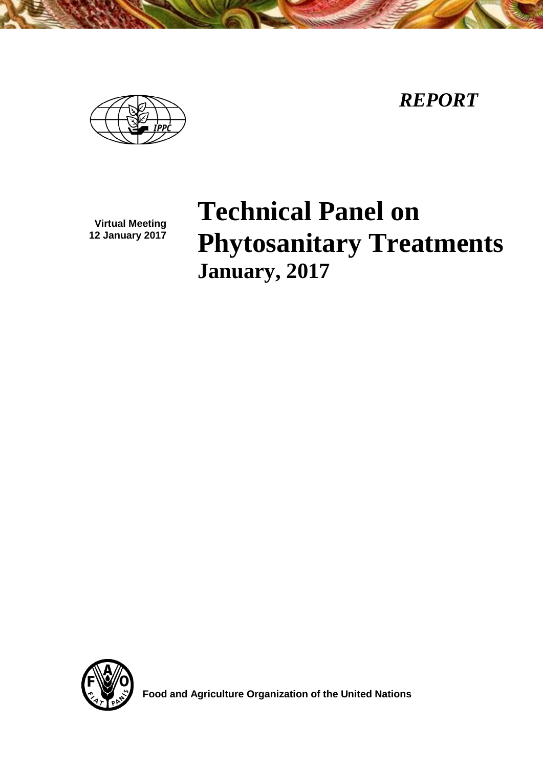*REPORT*

Virtual Meeting
12 January 2017

# Technical Panel on Phytosanitary Treatments

## January, 2017

Food and Agriculture Organization of the United Nations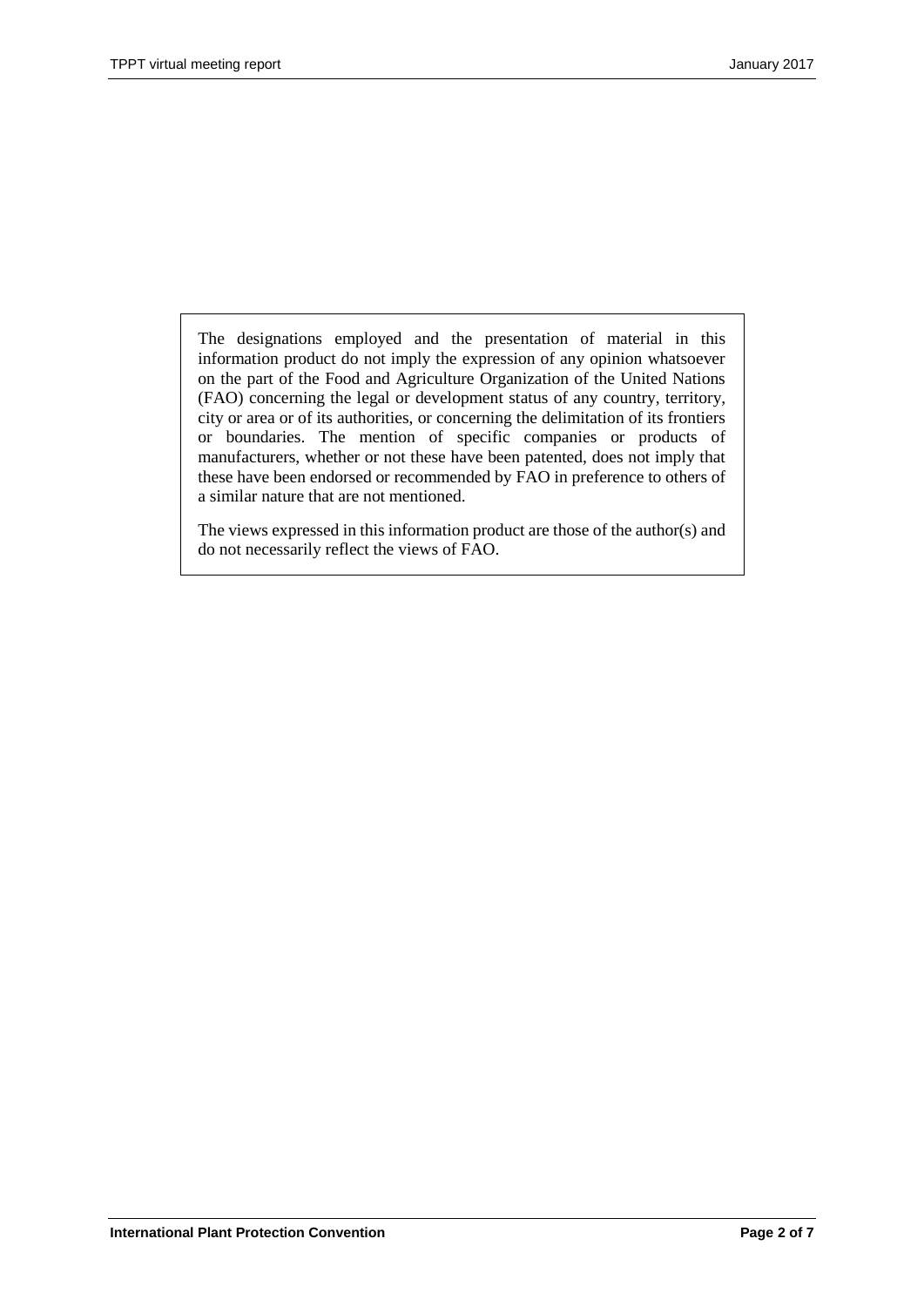The designations employed and the presentation of material in this information product do not imply the expression of any opinion whatsoever on the part of the Food and Agriculture Organization of the United Nations (FAO) concerning the legal or development status of any country, territory, city or area or of its authorities, or concerning the delimitation of its frontiers or boundaries. The mention of specific companies or products of manufacturers, whether or not these have been patented, does not imply that these have been endorsed or recommended by FAO in preference to others of a similar nature that are not mentioned.

The views expressed in this information product are those of the author(s) and do not necessarily reflect the views of FAO.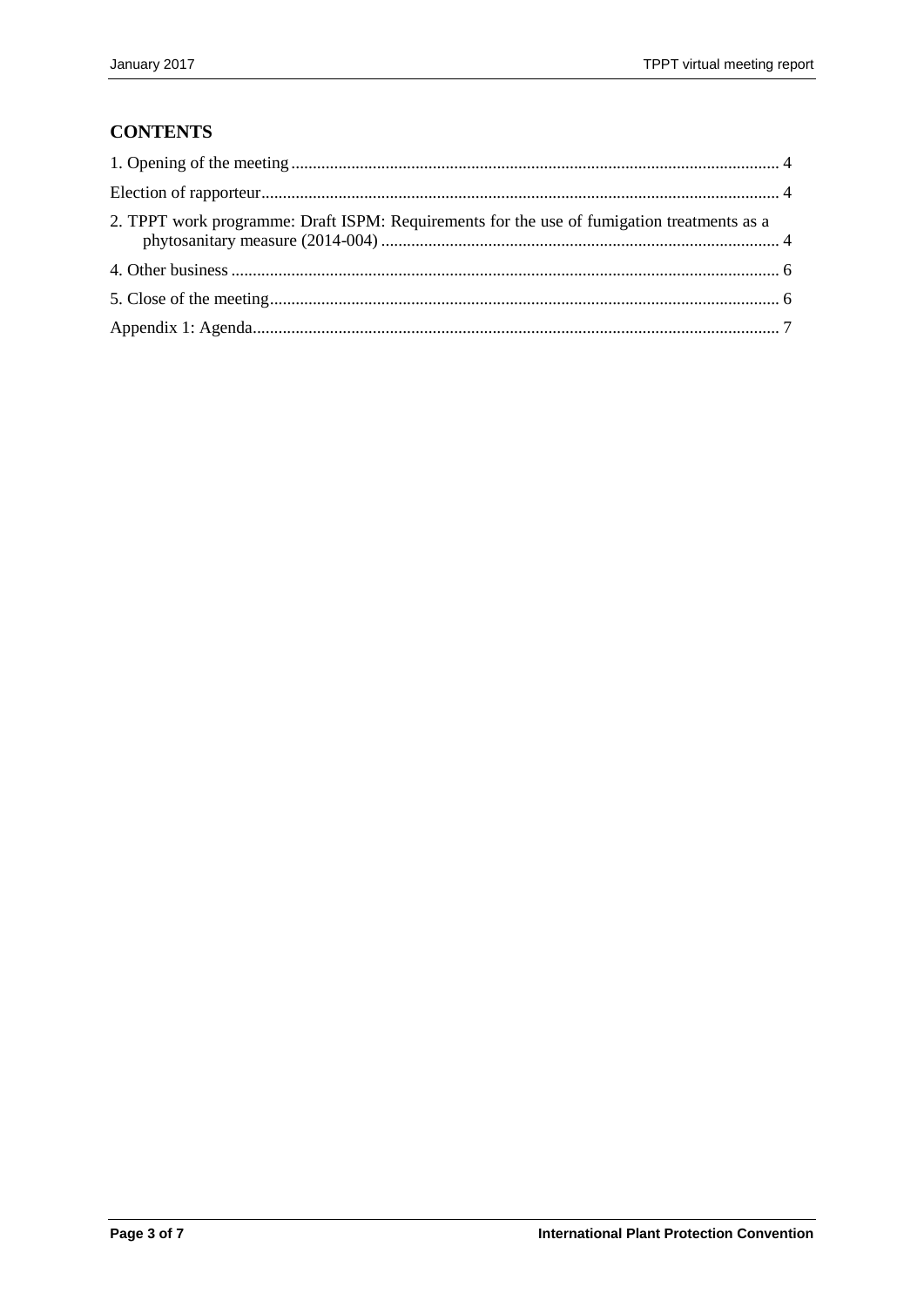## CONTENTS

1. Opening of the meeting ................................................................................................................. 4

Election of rapporteur........................................................................................................................ 4

2. TPPT work programme: Draft ISPM: Requirements for the use of fumigation treatments as a phytosanitary measure (2014-004) ............................................................................................ 4

4. Other business ............................................................................................................................... 6

5. Close of the meeting...................................................................................................................... 6

Appendix 1: Agenda.......................................................................................................................... 7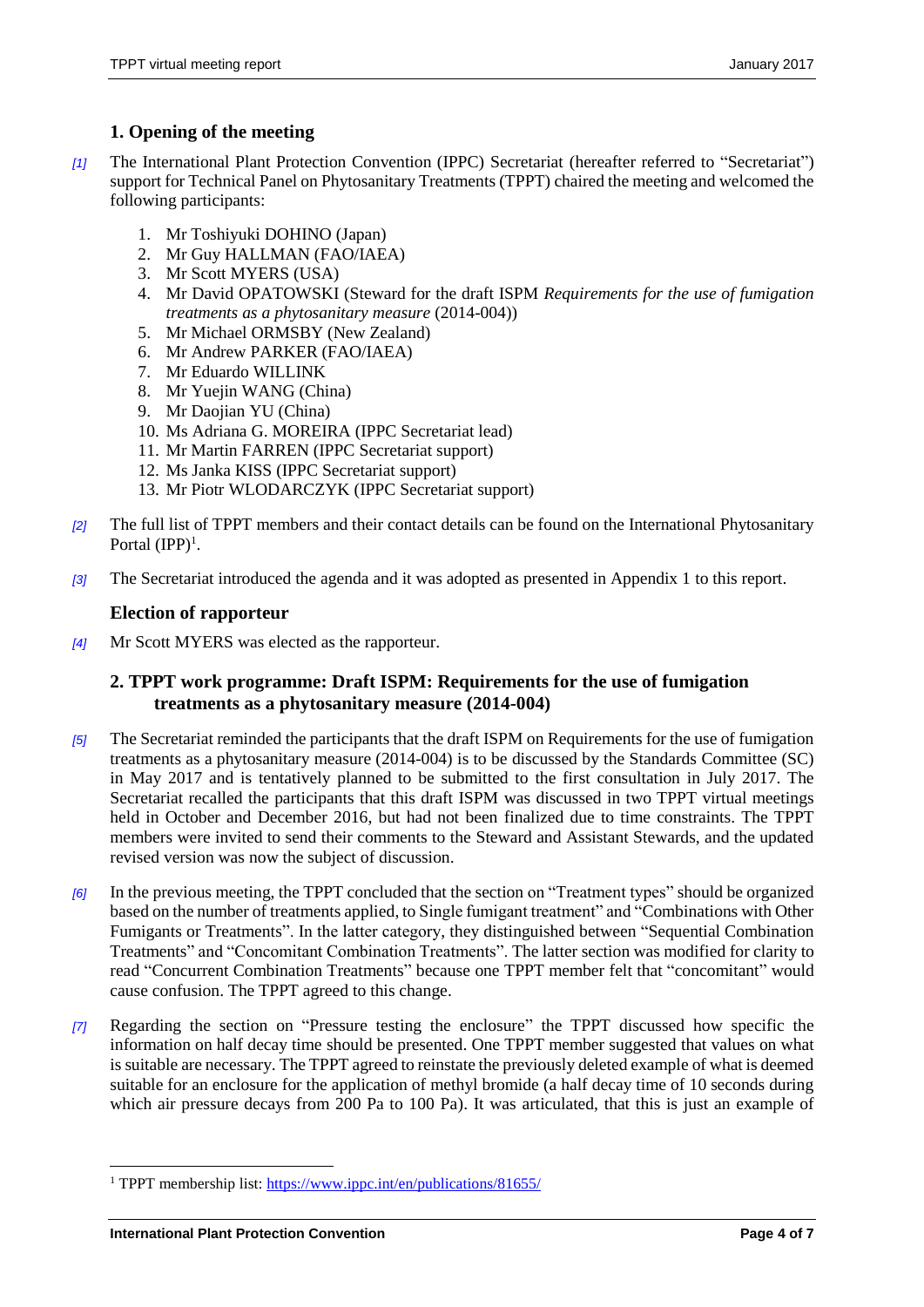## 1. Opening of the meeting

*[1]* The International Plant Protection Convention (IPPC) Secretariat (hereafter referred to "Secretariat") support for Technical Panel on Phytosanitary Treatments (TPPT) chaired the meeting and welcomed the following participants:

1. Mr Toshiyuki DOHINO (Japan)
2. Mr Guy HALLMAN (FAO/IAEA)
3. Mr Scott MYERS (USA)
4. Mr David OPATOWSKI (Steward for the draft ISPM *Requirements for the use of fumigation treatments as a phytosanitary measure* (2014-004))
5. Mr Michael ORMSBY (New Zealand)
6. Mr Andrew PARKER (FAO/IAEA)
7. Mr Eduardo WILLINK
8. Mr Yuejin WANG (China)
9. Mr Daojian YU (China)
10. Ms Adriana G. MOREIRA (IPPC Secretariat lead)
11. Mr Martin FARREN (IPPC Secretariat support)
12. Ms Janka KISS (IPPC Secretariat support)
13. Mr Piotr WLODARCZYK (IPPC Secretariat support)

*[2]* The full list of TPPT members and their contact details can be found on the International Phytosanitary Portal (IPP)[1].

*[3]* The Secretariat introduced the agenda and it was adopted as presented in Appendix 1 to this report.

### Election of rapporteur

*[4]* Mr Scott MYERS was elected as the rapporteur.

## 2. TPPT work programme: Draft ISPM: Requirements for the use of fumigation treatments as a phytosanitary measure (2014-004)

*[5]* The Secretariat reminded the participants that the draft ISPM on Requirements for the use of fumigation treatments as a phytosanitary measure (2014-004) is to be discussed by the Standards Committee (SC) in May 2017 and is tentatively planned to be submitted to the first consultation in July 2017. The Secretariat recalled the participants that this draft ISPM was discussed in two TPPT virtual meetings held in October and December 2016, but had not been finalized due to time constraints. The TPPT members were invited to send their comments to the Steward and Assistant Stewards, and the updated revised version was now the subject of discussion.

*[6]* In the previous meeting, the TPPT concluded that the section on "Treatment types" should be organized based on the number of treatments applied, to Single fumigant treatment" and "Combinations with Other Fumigants or Treatments". In the latter category, they distinguished between "Sequential Combination Treatments" and "Concomitant Combination Treatments". The latter section was modified for clarity to read "Concurrent Combination Treatments" because one TPPT member felt that "concomitant" would cause confusion. The TPPT agreed to this change.

*[7]* Regarding the section on "Pressure testing the enclosure" the TPPT discussed how specific the information on half decay time should be presented. One TPPT member suggested that values on what is suitable are necessary. The TPPT agreed to reinstate the previously deleted example of what is deemed suitable for an enclosure for the application of methyl bromide (a half decay time of 10 seconds during which air pressure decays from 200 Pa to 100 Pa). It was articulated, that this is just an example of

[1] TPPT membership list: https://www.ippc.int/en/publications/81655/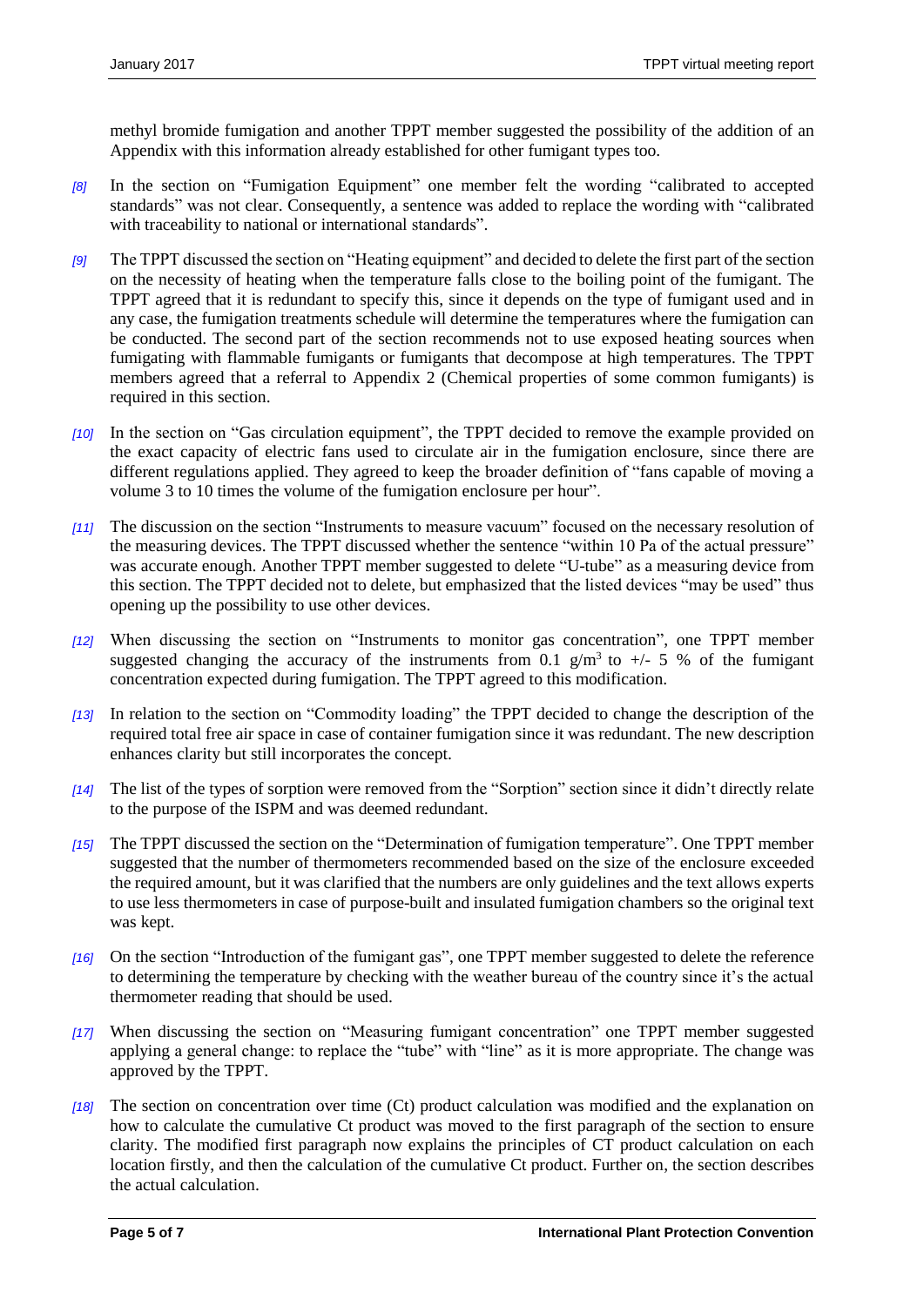methyl bromide fumigation and another TPPT member suggested the possibility of the addition of an Appendix with this information already established for other fumigant types too.

*[8]* In the section on "Fumigation Equipment" one member felt the wording "calibrated to accepted standards" was not clear. Consequently, a sentence was added to replace the wording with "calibrated with traceability to national or international standards".

*[9]* The TPPT discussed the section on "Heating equipment" and decided to delete the first part of the section on the necessity of heating when the temperature falls close to the boiling point of the fumigant. The TPPT agreed that it is redundant to specify this, since it depends on the type of fumigant used and in any case, the fumigation treatments schedule will determine the temperatures where the fumigation can be conducted. The second part of the section recommends not to use exposed heating sources when fumigating with flammable fumigants or fumigants that decompose at high temperatures. The TPPT members agreed that a referral to Appendix 2 (Chemical properties of some common fumigants) is required in this section.

*[10]* In the section on "Gas circulation equipment", the TPPT decided to remove the example provided on the exact capacity of electric fans used to circulate air in the fumigation enclosure, since there are different regulations applied. They agreed to keep the broader definition of "fans capable of moving a volume 3 to 10 times the volume of the fumigation enclosure per hour".

*[11]* The discussion on the section "Instruments to measure vacuum" focused on the necessary resolution of the measuring devices. The TPPT discussed whether the sentence "within 10 Pa of the actual pressure" was accurate enough. Another TPPT member suggested to delete "U-tube" as a measuring device from this section. The TPPT decided not to delete, but emphasized that the listed devices "may be used" thus opening up the possibility to use other devices.

*[12]* When discussing the section on "Instruments to monitor gas concentration", one TPPT member suggested changing the accuracy of the instruments from 0.1 $g/m^3$ to +/- 5 % of the fumigant concentration expected during fumigation. The TPPT agreed to this modification.

*[13]* In relation to the section on "Commodity loading" the TPPT decided to change the description of the required total free air space in case of container fumigation since it was redundant. The new description enhances clarity but still incorporates the concept.

*[14]* The list of the types of sorption were removed from the "Sorption" section since it didn't directly relate to the purpose of the ISPM and was deemed redundant.

*[15]* The TPPT discussed the section on the "Determination of fumigation temperature". One TPPT member suggested that the number of thermometers recommended based on the size of the enclosure exceeded the required amount, but it was clarified that the numbers are only guidelines and the text allows experts to use less thermometers in case of purpose-built and insulated fumigation chambers so the original text was kept.

*[16]* On the section "Introduction of the fumigant gas", one TPPT member suggested to delete the reference to determining the temperature by checking with the weather bureau of the country since it's the actual thermometer reading that should be used.

*[17]* When discussing the section on "Measuring fumigant concentration" one TPPT member suggested applying a general change: to replace the "tube" with "line" as it is more appropriate. The change was approved by the TPPT.

*[18]* The section on concentration over time (Ct) product calculation was modified and the explanation on how to calculate the cumulative Ct product was moved to the first paragraph of the section to ensure clarity. The modified first paragraph now explains the principles of CT product calculation on each location firstly, and then the calculation of the cumulative Ct product. Further on, the section describes the actual calculation.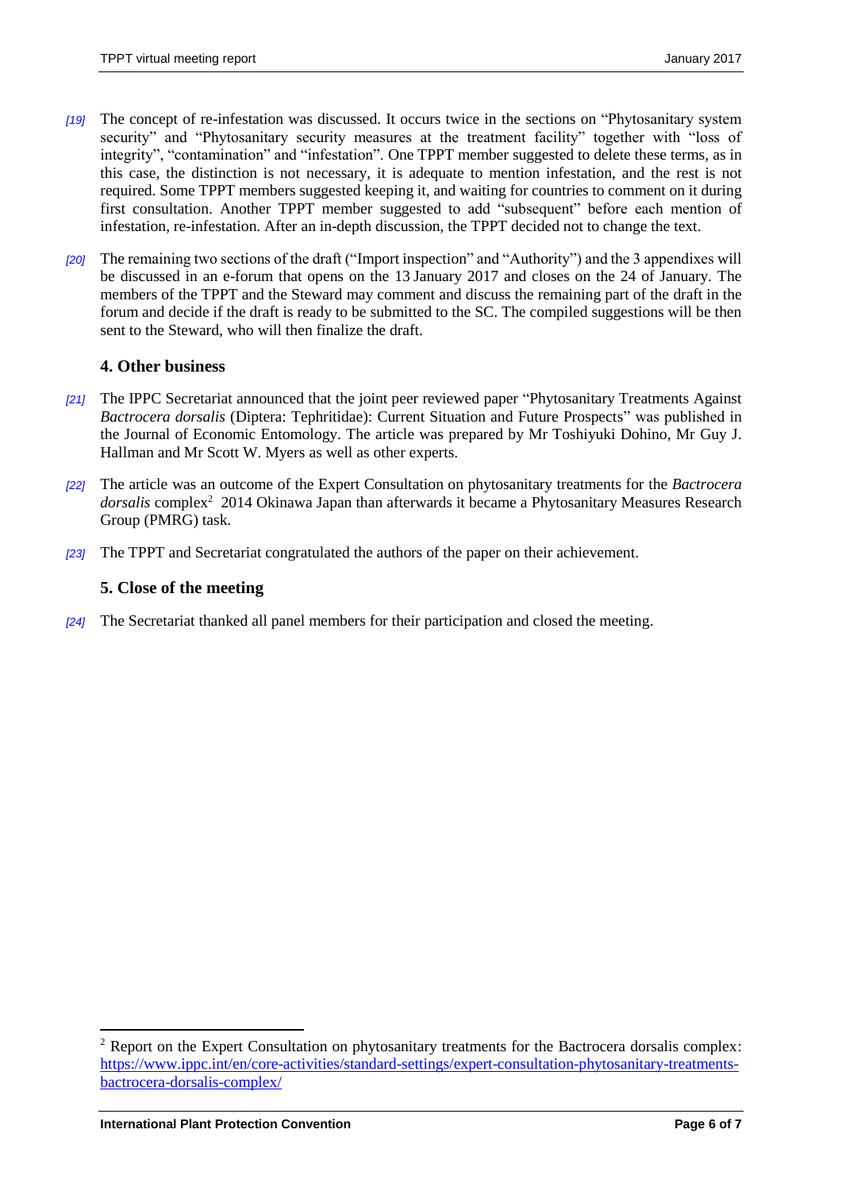[19] The concept of re-infestation was discussed. It occurs twice in the sections on "Phytosanitary system security" and "Phytosanitary security measures at the treatment facility" together with "loss of integrity", "contamination" and "infestation". One TPPT member suggested to delete these terms, as in this case, the distinction is not necessary, it is adequate to mention infestation, and the rest is not required. Some TPPT members suggested keeping it, and waiting for countries to comment on it during first consultation. Another TPPT member suggested to add "subsequent" before each mention of infestation, re-infestation. After an in-depth discussion, the TPPT decided not to change the text.

[20] The remaining two sections of the draft ("Import inspection" and "Authority") and the 3 appendixes will be discussed in an e-forum that opens on the 13 January 2017 and closes on the 24 of January. The members of the TPPT and the Steward may comment and discuss the remaining part of the draft in the forum and decide if the draft is ready to be submitted to the SC. The compiled suggestions will be then sent to the Steward, who will then finalize the draft.

## 4. Other business

[21] The IPPC Secretariat announced that the joint peer reviewed paper "Phytosanitary Treatments Against *Bactrocera dorsalis* (Diptera: Tephritidae): Current Situation and Future Prospects" was published in the Journal of Economic Entomology. The article was prepared by Mr Toshiyuki Dohino, Mr Guy J. Hallman and Mr Scott W. Myers as well as other experts.

[22] The article was an outcome of the Expert Consultation on phytosanitary treatments for the *Bactrocera dorsalis* complex[2] 2014 Okinawa Japan than afterwards it became a Phytosanitary Measures Research Group (PMRG) task.

[23] The TPPT and Secretariat congratulated the authors of the paper on their achievement.

## 5. Close of the meeting

[24] The Secretariat thanked all panel members for their participation and closed the meeting.

---

[2] Report on the Expert Consultation on phytosanitary treatments for the Bactrocera dorsalis complex: https://www.ippc.int/en/core-activities/standard-settings/expert-consultation-phytosanitary-treatments-bactrocera-dorsalis-complex/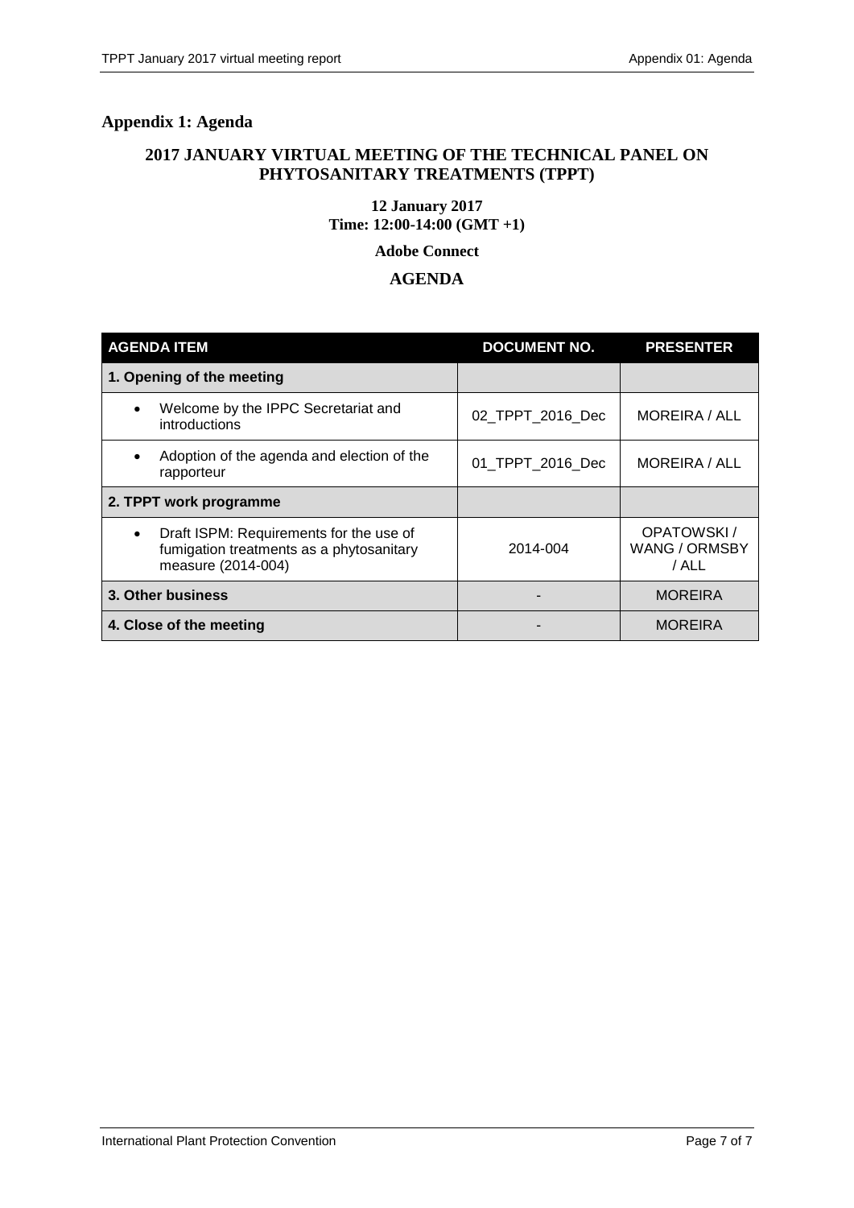## Appendix 1: Agenda

### 2017 JANUARY VIRTUAL MEETING OF THE TECHNICAL PANEL ON PHYTOSANITARY TREATMENTS (TPPT)

**12 January 2017**
**Time: 12:00-14:00 (GMT +1)**

**Adobe Connect**

### AGENDA

| AGENDA ITEM | DOCUMENT NO. | PRESENTER |
|---|---|---|
| **1. Opening of the meeting** | | |
| • Welcome by the IPPC Secretariat and introductions | 02_TPPT_2016_Dec | MOREIRA / ALL |
| • Adoption of the agenda and election of the rapporteur | 01_TPPT_2016_Dec | MOREIRA / ALL |
| **2. TPPT work programme** | | |
| • Draft ISPM: Requirements for the use of fumigation treatments as a phytosanitary measure (2014-004) | 2014-004 | OPATOWSKI / WANG / ORMSBY / ALL |
| **3. Other business** | - | MOREIRA |
| **4. Close of the meeting** | - | MOREIRA |